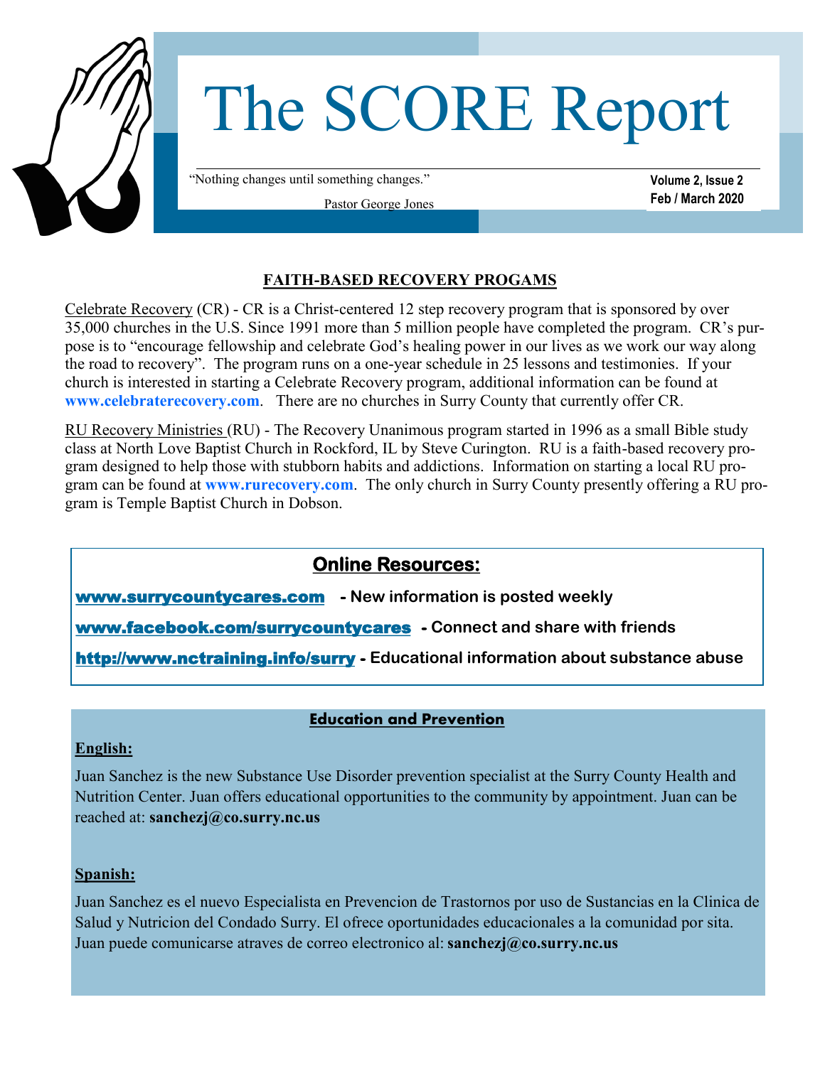# The SCORE Report

"Nothing changes until something changes."

Pastor George Jones

**Volume 2, Issue 2**
**Feb / March 2020**

## FAITH-BASED RECOVERY PROGAMS

Celebrate Recovery (CR) - CR is a Christ-centered 12 step recovery program that is sponsored by over 35,000 churches in the U.S. Since 1991 more than 5 million people have completed the program. CR's purpose is to "encourage fellowship and celebrate God's healing power in our lives as we work our way along the road to recovery". The program runs on a one-year schedule in 25 lessons and testimonies. If your church is interested in starting a Celebrate Recovery program, additional information can be found at **www.celebraterecovery.com**. There are no churches in Surry County that currently offer CR.

RU Recovery Ministries (RU) - The Recovery Unanimous program started in 1996 as a small Bible study class at North Love Baptist Church in Rockford, IL by Steve Curington. RU is a faith-based recovery program designed to help those with stubborn habits and addictions. Information on starting a local RU program can be found at **www.rurecovery.com**. The only church in Surry County presently offering a RU program is Temple Baptist Church in Dobson.

## Online Resources:

**www.surrycountycares.com** - New information is posted weekly

**www.facebook.com/surrycountycares** - Connect and share with friends

**http://www.nctraining.info/surry** - Educational information about substance abuse

## Education and Prevention

**English:**

Juan Sanchez is the new Substance Use Disorder prevention specialist at the Surry County Health and Nutrition Center. Juan offers educational opportunities to the community by appointment. Juan can be reached at: **sanchezj@co.surry.nc.us**

**Spanish:**

Juan Sanchez es el nuevo Especialista en Prevencion de Trastornos por uso de Sustancias en la Clinica de Salud y Nutricion del Condado Surry. El ofrece oportunidades educacionales a la comunidad por sita. Juan puede comunicarse atraves de correo electronico al: **sanchezj@co.surry.nc.us**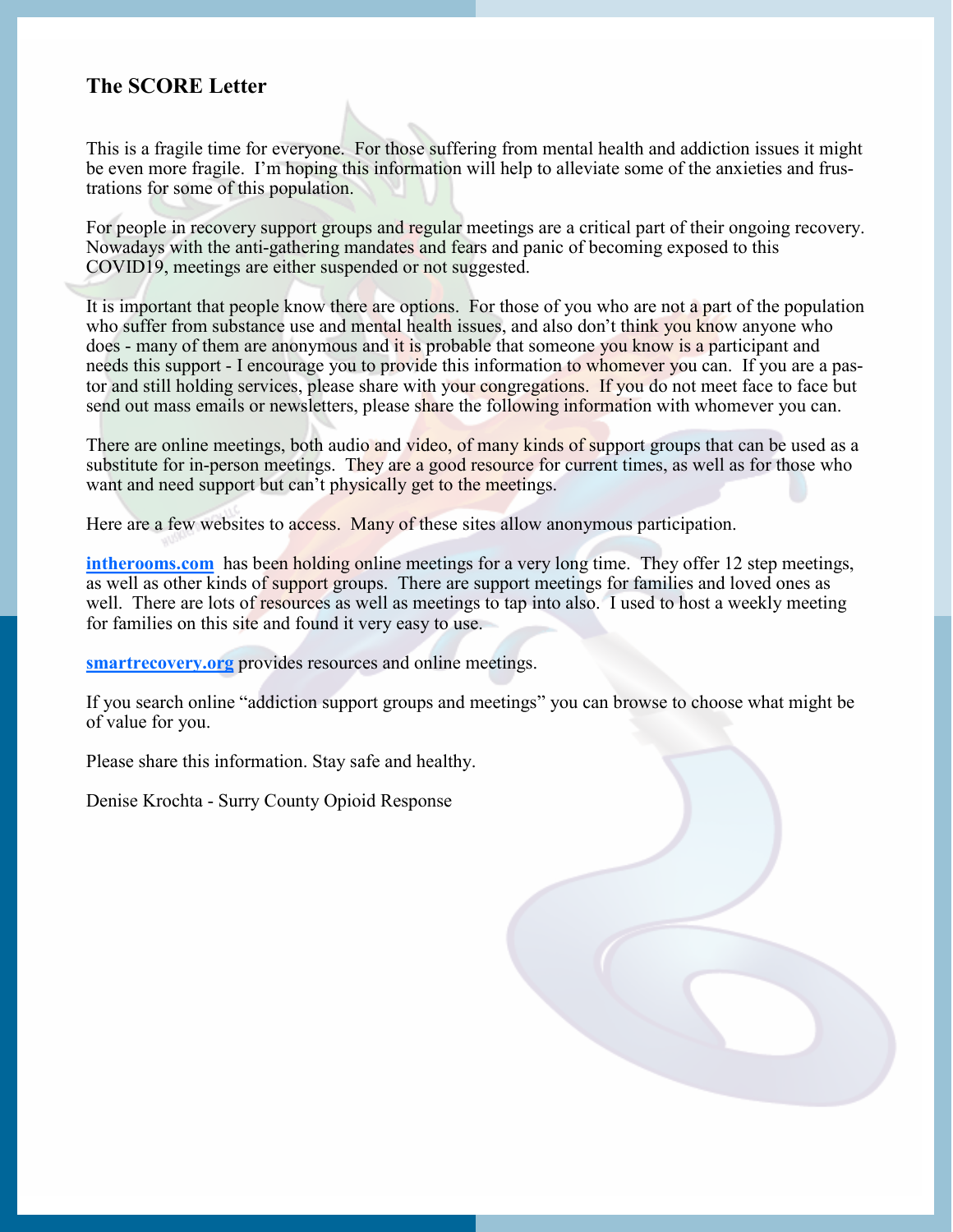## The SCORE Letter

This is a fragile time for everyone. For those suffering from mental health and addiction issues it might be even more fragile. I'm hoping this information will help to alleviate some of the anxieties and frustrations for some of this population.

For people in recovery support groups and regular meetings are a critical part of their ongoing recovery. Nowadays with the anti-gathering mandates and fears and panic of becoming exposed to this COVID19, meetings are either suspended or not suggested.

It is important that people know there are options. For those of you who are not a part of the population who suffer from substance use and mental health issues, and also don't think you know anyone who does - many of them are anonymous and it is probable that someone you know is a participant and needs this support - I encourage you to provide this information to whomever you can. If you are a pastor and still holding services, please share with your congregations. If you do not meet face to face but send out mass emails or newsletters, please share the following information with whomever you can.

There are online meetings, both audio and video, of many kinds of support groups that can be used as a substitute for in-person meetings. They are a good resource for current times, as well as for those who want and need support but can't physically get to the meetings.

Here are a few websites to access. Many of these sites allow anonymous participation.

**intherooms.com** has been holding online meetings for a very long time. They offer 12 step meetings, as well as other kinds of support groups. There are support meetings for families and loved ones as well. There are lots of resources as well as meetings to tap into also. I used to host a weekly meeting for families on this site and found it very easy to use.

**smartrecovery.org** provides resources and online meetings.

If you search online "addiction support groups and meetings" you can browse to choose what might be of value for you.

Please share this information. Stay safe and healthy.

Denise Krochta - Surry County Opioid Response